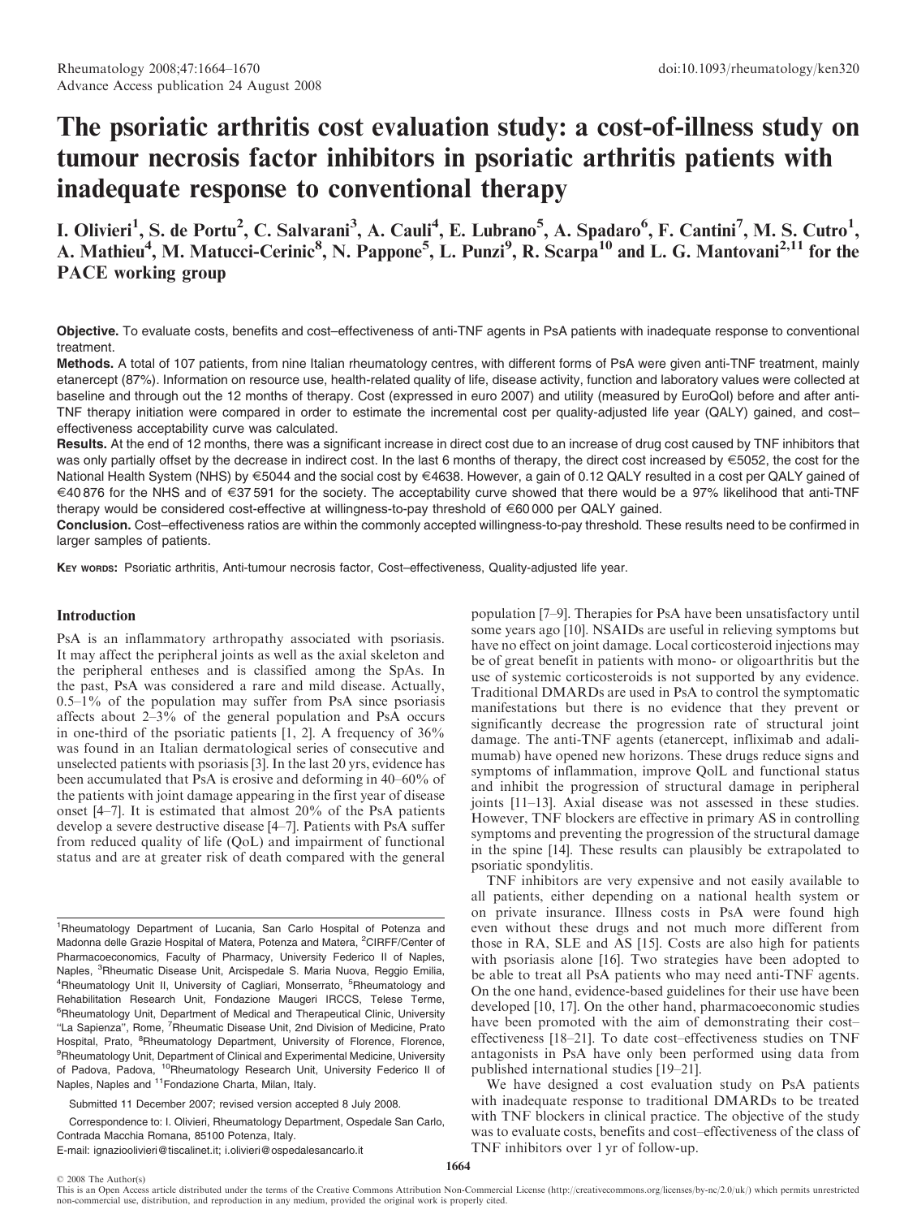# The psoriatic arthritis cost evaluation study: a cost-of-illness study on tumour necrosis factor inhibitors in psoriatic arthritis patients with inadequate response to conventional therapy

I. Olivieri[1], S. de Portu[2], C. Salvarani[3], A. Cauli[4], E. Lubrano[5], A. Spadaro[6], F. Cantini[7], M. S. Cutro[1], A. Mathieu[4], M. Matucci-Cerinic[8], N. Pappone[5], L. Punzi[9], R. Scarpa[10] and L. G. Mantovani[2,11] for the PACE working group

**Objective.** To evaluate costs, benefits and cost–effectiveness of anti-TNF agents in PsA patients with inadequate response to conventional treatment.

**Methods.** A total of 107 patients, from nine Italian rheumatology centres, with different forms of PsA were given anti-TNF treatment, mainly etanercept (87%). Information on resource use, health-related quality of life, disease activity, function and laboratory values were collected at baseline and through out the 12 months of therapy. Cost (expressed in euro 2007) and utility (measured by EuroQol) before and after anti-TNF therapy initiation were compared in order to estimate the incremental cost per quality-adjusted life year (QALY) gained, and cost–effectiveness acceptability curve was calculated.

**Results.** At the end of 12 months, there was a significant increase in direct cost due to an increase of drug cost caused by TNF inhibitors that was only partially offset by the decrease in indirect cost. In the last 6 months of therapy, the direct cost increased by €5052, the cost for the National Health System (NHS) by €5044 and the social cost by €4638. However, a gain of 0.12 QALY resulted in a cost per QALY gained of €40 876 for the NHS and of €37 591 for the society. The acceptability curve showed that there would be a 97% likelihood that anti-TNF therapy would be considered cost-effective at willingness-to-pay threshold of €60 000 per QALY gained.

**Conclusion.** Cost–effectiveness ratios are within the commonly accepted willingness-to-pay threshold. These results need to be confirmed in larger samples of patients.

Key words: Psoriatic arthritis, Anti-tumour necrosis factor, Cost–effectiveness, Quality-adjusted life year.

## Introduction

PsA is an inflammatory arthropathy associated with psoriasis. It may affect the peripheral joints as well as the axial skeleton and the peripheral entheses and is classified among the SpAs. In the past, PsA was considered a rare and mild disease. Actually, 0.5–1% of the population may suffer from PsA since psoriasis affects about 2–3% of the general population and PsA occurs in one-third of the psoriatic patients [1, 2]. A frequency of 36% was found in an Italian dermatological series of consecutive and unselected patients with psoriasis [3]. In the last 20 yrs, evidence has been accumulated that PsA is erosive and deforming in 40–60% of the patients with joint damage appearing in the first year of disease onset [4–7]. It is estimated that almost 20% of the PsA patients develop a severe destructive disease [4–7]. Patients with PsA suffer from reduced quality of life (QoL) and impairment of functional status and are at greater risk of death compared with the general population [7–9]. Therapies for PsA have been unsatisfactory until some years ago [10]. NSAIDs are useful in relieving symptoms but have no effect on joint damage. Local corticosteroid injections may be of great benefit in patients with mono- or oligoarthritis but the use of systemic corticosteroids is not supported by any evidence. Traditional DMARDs are used in PsA to control the symptomatic manifestations but there is no evidence that they prevent or significantly decrease the progression rate of structural joint damage. The anti-TNF agents (etanercept, infliximab and adalimumab) have opened new horizons. These drugs reduce signs and symptoms of inflammation, improve QolL and functional status and inhibit the progression of structural damage in peripheral joints [11–13]. Axial disease was not assessed in these studies. However, TNF blockers are effective in primary AS in controlling symptoms and preventing the progression of the structural damage in the spine [14]. These results can plausibly be extrapolated to psoriatic spondylitis.

TNF inhibitors are very expensive and not easily available to all patients, either depending on a national health system or on private insurance. Illness costs in PsA were found high even without these drugs and not much more different from those in RA, SLE and AS [15]. Costs are also high for patients with psoriasis alone [16]. Two strategies have been adopted to be able to treat all PsA patients who may need anti-TNF agents. On the one hand, evidence-based guidelines for their use have been developed [10, 17]. On the other hand, pharmacoeconomic studies have been promoted with the aim of demonstrating their cost–effectiveness [18–21]. To date cost–effectiveness studies on TNF antagonists in PsA have only been performed using data from published international studies [19–21].

We have designed a cost evaluation study on PsA patients with inadequate response to traditional DMARDs to be treated with TNF blockers in clinical practice. The objective of the study was to evaluate costs, benefits and cost–effectiveness of the class of TNF inhibitors over 1 yr of follow-up.

---

[1]Rheumatology Department of Lucania, San Carlo Hospital of Potenza and Madonna delle Grazie Hospital of Matera, Potenza and Matera, [2]CIRFF/Center of Pharmacoeconomics, Faculty of Pharmacy, University Federico II of Naples, Naples, [3]Rheumatic Disease Unit, Arcispedale S. Maria Nuova, Reggio Emilia, [4]Rheumatology Unit II, University of Cagliari, Monserrato, [5]Rheumatology and Rehabilitation Research Unit, Fondazione Maugeri IRCCS, Telese Terme, [6]Rheumatology Unit, Department of Medical and Therapeutical Clinic, University "La Sapienza", Rome, [7]Rheumatic Disease Unit, 2nd Division of Medicine, Prato Hospital, Prato, [8]Rheumatology Department, University of Florence, Florence, [9]Rheumatology Unit, Department of Clinical and Experimental Medicine, University of Padova, Padova, [10]Rheumatology Research Unit, University Federico II of Naples, Naples and [11]Fondazione Charta, Milan, Italy.

Submitted 11 December 2007; revised version accepted 8 July 2008.

Correspondence to: I. Olivieri, Rheumatology Department, Ospedale San Carlo, Contrada Macchia Romana, 85100 Potenza, Italy.
E-mail: ignazioolivieri@tiscalinet.it; i.olivieri@ospedalesancarlo.it

© 2008 The Author(s)
This is an Open Access article distributed under the terms of the Creative Commons Attribution Non-Commercial License (http://creativecommons.org/licenses/by-nc/2.0/uk/) which permits unrestricted non-commercial use, distribution, and reproduction in any medium, provided the original work is properly cited.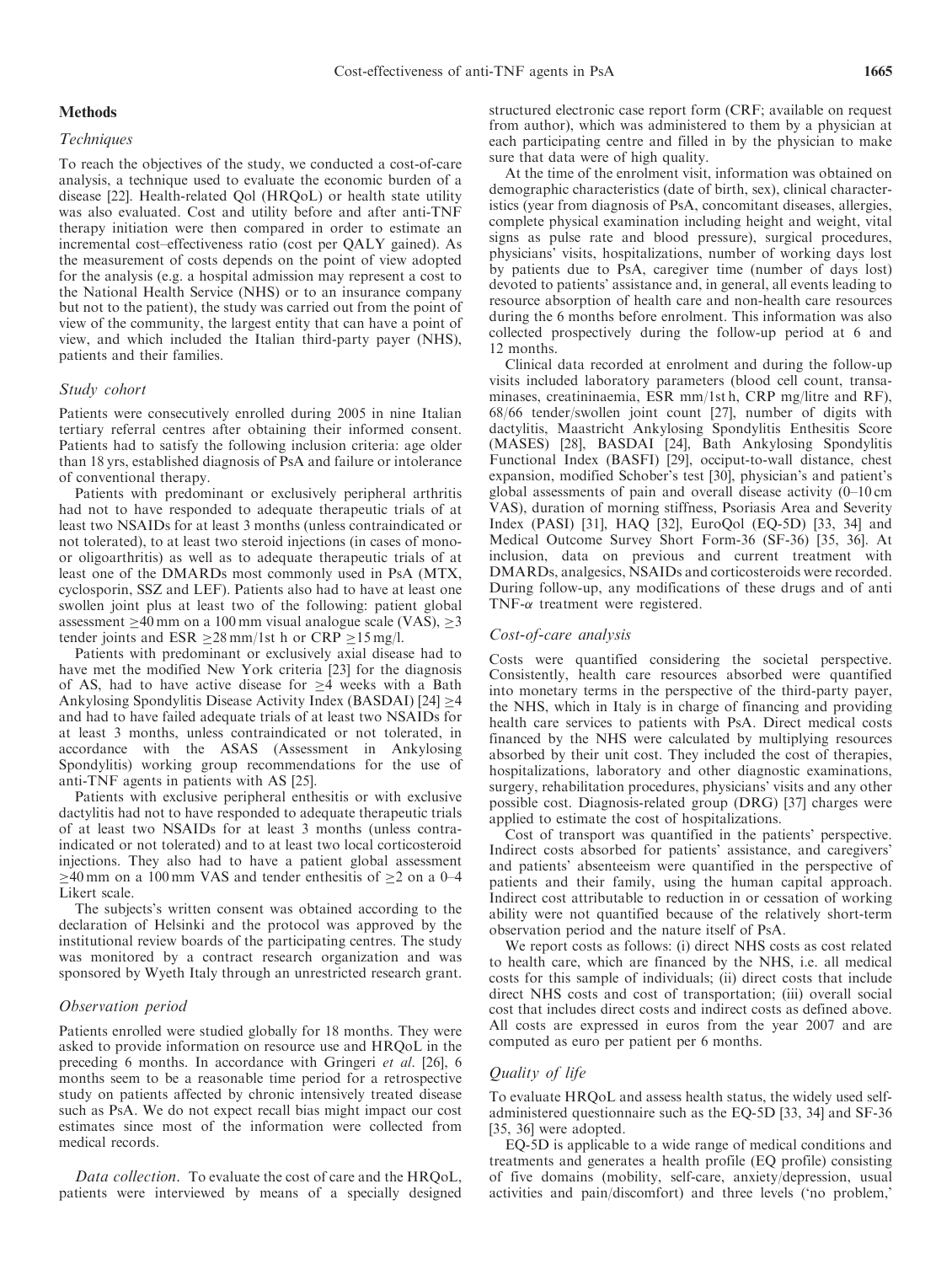## Methods

### *Techniques*

To reach the objectives of the study, we conducted a cost-of-care analysis, a technique used to evaluate the economic burden of a disease [22]. Health-related Qol (HRQoL) or health state utility was also evaluated. Cost and utility before and after anti-TNF therapy initiation were then compared in order to estimate an incremental cost–effectiveness ratio (cost per QALY gained). As the measurement of costs depends on the point of view adopted for the analysis (e.g. a hospital admission may represent a cost to the National Health Service (NHS) or to an insurance company but not to the patient), the study was carried out from the point of view of the community, the largest entity that can have a point of view, and which included the Italian third-party payer (NHS), patients and their families.

### *Study cohort*

Patients were consecutively enrolled during 2005 in nine Italian tertiary referral centres after obtaining their informed consent. Patients had to satisfy the following inclusion criteria: age older than 18 yrs, established diagnosis of PsA and failure or intolerance of conventional therapy.

Patients with predominant or exclusively peripheral arthritis had not to have responded to adequate therapeutic trials of at least two NSAIDs for at least 3 months (unless contraindicated or not tolerated), to at least two steroid injections (in cases of mono- or oligoarthritis) as well as to adequate therapeutic trials of at least one of the DMARDs most commonly used in PsA (MTX, cyclosporin, SSZ and LEF). Patients also had to have at least one swollen joint plus at least two of the following: patient global assessment $\geq$40 mm on a 100 mm visual analogue scale (VAS), $\geq$3 tender joints and ESR $\geq$28 mm/1st h or CRP $\geq$15 mg/l.

Patients with predominant or exclusively axial disease had to have met the modified New York criteria [23] for the diagnosis of AS, had to have active disease for $\geq$4 weeks with a Bath Ankylosing Spondylitis Disease Activity Index (BASDAI) [24] $\geq$4 and had to have failed adequate trials of at least two NSAIDs for at least 3 months, unless contraindicated or not tolerated, in accordance with the ASAS (Assessment in Ankylosing Spondylitis) working group recommendations for the use of anti-TNF agents in patients with AS [25].

Patients with exclusive peripheral enthesitis or with exclusive dactylitis had not to have responded to adequate therapeutic trials of at least two NSAIDs for at least 3 months (unless contraindicated or not tolerated) and to at least two local corticosteroid injections. They also had to have a patient global assessment $\geq$40 mm on a 100 mm VAS and tender enthesitis of $\geq$2 on a 0–4 Likert scale.

The subjects's written consent was obtained according to the declaration of Helsinki and the protocol was approved by the institutional review boards of the participating centres. The study was monitored by a contract research organization and was sponsored by Wyeth Italy through an unrestricted research grant.

### *Observation period*

Patients enrolled were studied globally for 18 months. They were asked to provide information on resource use and HRQoL in the preceding 6 months. In accordance with Gringeri *et al.* [26], 6 months seem to be a reasonable time period for a retrospective study on patients affected by chronic intensively treated disease such as PsA. We do not expect recall bias might impact our cost estimates since most of the information were collected from medical records.

*Data collection.* To evaluate the cost of care and the HRQoL, patients were interviewed by means of a specially designed structured electronic case report form (CRF; available on request from author), which was administered to them by a physician at each participating centre and filled in by the physician to make sure that data were of high quality.

At the time of the enrolment visit, information was obtained on demographic characteristics (date of birth, sex), clinical characteristics (year from diagnosis of PsA, concomitant diseases, allergies, complete physical examination including height and weight, vital signs as pulse rate and blood pressure), surgical procedures, physicians' visits, hospitalizations, number of working days lost by patients due to PsA, caregiver time (number of days lost) devoted to patients' assistance and, in general, all events leading to resource absorption of health care and non-health care resources during the 6 months before enrolment. This information was also collected prospectively during the follow-up period at 6 and 12 months.

Clinical data recorded at enrolment and during the follow-up visits included laboratory parameters (blood cell count, transaminases, creatininaemia, ESR mm/1st h, CRP mg/litre and RF), 68/66 tender/swollen joint count [27], number of digits with dactylitis, Maastricht Ankylosing Spondylitis Enthesitis Score (MASES) [28], BASDAI [24], Bath Ankylosing Spondylitis Functional Index (BASFI) [29], occiput-to-wall distance, chest expansion, modified Schober's test [30], physician's and patient's global assessments of pain and overall disease activity (0–10 cm VAS), duration of morning stiffness, Psoriasis Area and Severity Index (PASI) [31], HAQ [32], EuroQol (EQ-5D) [33, 34] and Medical Outcome Survey Short Form-36 (SF-36) [35, 36]. At inclusion, data on previous and current treatment with DMARDs, analgesics, NSAIDs and corticosteroids were recorded. During follow-up, any modifications of these drugs and of anti TNF-$\alpha$ treatment were registered.

### *Cost-of-care analysis*

Costs were quantified considering the societal perspective. Consistently, health care resources absorbed were quantified into monetary terms in the perspective of the third-party payer, the NHS, which in Italy is in charge of financing and providing health care services to patients with PsA. Direct medical costs financed by the NHS were calculated by multiplying resources absorbed by their unit cost. They included the cost of therapies, hospitalizations, laboratory and other diagnostic examinations, surgery, rehabilitation procedures, physicians' visits and any other possible cost. Diagnosis-related group (DRG) [37] charges were applied to estimate the cost of hospitalizations.

Cost of transport was quantified in the patients' perspective. Indirect costs absorbed for patients' assistance, and caregivers' and patients' absenteeism were quantified in the perspective of patients and their family, using the human capital approach. Indirect cost attributable to reduction in or cessation of working ability were not quantified because of the relatively short-term observation period and the nature itself of PsA.

We report costs as follows: (i) direct NHS costs as cost related to health care, which are financed by the NHS, i.e. all medical costs for this sample of individuals; (ii) direct costs that include direct NHS costs and cost of transportation; (iii) overall social cost that includes direct costs and indirect costs as defined above. All costs are expressed in euros from the year 2007 and are computed as euro per patient per 6 months.

### *Quality of life*

To evaluate HRQoL and assess health status, the widely used self-administered questionnaire such as the EQ-5D [33, 34] and SF-36 [35, 36] were adopted.

EQ-5D is applicable to a wide range of medical conditions and treatments and generates a health profile (EQ profile) consisting of five domains (mobility, self-care, anxiety/depression, usual activities and pain/discomfort) and three levels ('no problem,'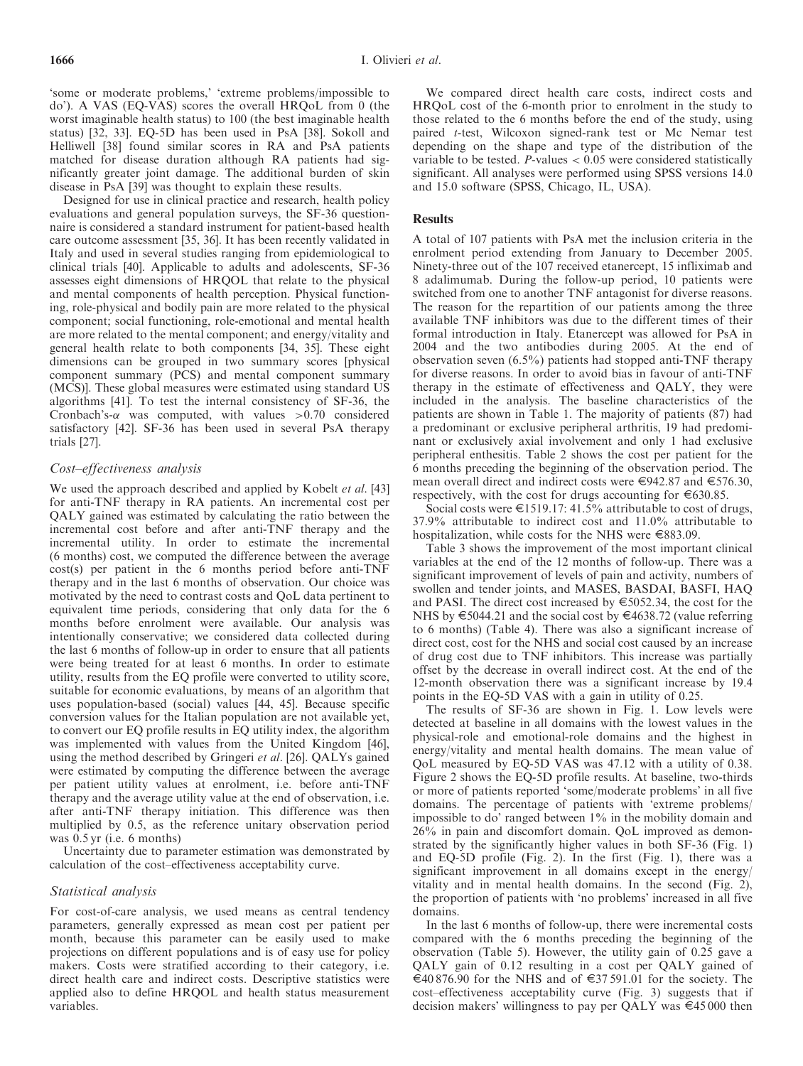'some or moderate problems,' 'extreme problems/impossible to do'). A VAS (EQ-VAS) scores the overall HRQoL from 0 (the worst imaginable health status) to 100 (the best imaginable health status) [32, 33]. EQ-5D has been used in PsA [38]. Sokoll and Helliwell [38] found similar scores in RA and PsA patients matched for disease duration although RA patients had significantly greater joint damage. The additional burden of skin disease in PsA [39] was thought to explain these results.

Designed for use in clinical practice and research, health policy evaluations and general population surveys, the SF-36 questionnaire is considered a standard instrument for patient-based health care outcome assessment [35, 36]. It has been recently validated in Italy and used in several studies ranging from epidemiological to clinical trials [40]. Applicable to adults and adolescents, SF-36 assesses eight dimensions of HRQOL that relate to the physical and mental components of health perception. Physical functioning, role-physical and bodily pain are more related to the physical component; social functioning, role-emotional and mental health are more related to the mental component; and energy/vitality and general health relate to both components [34, 35]. These eight dimensions can be grouped in two summary scores [physical component summary (PCS) and mental component summary (MCS)]. These global measures were estimated using standard US algorithms [41]. To test the internal consistency of SF-36, the Cronbach's-$\alpha$ was computed, with values $>0.70$ considered satisfactory [42]. SF-36 has been used in several PsA therapy trials [27].

### *Cost–effectiveness analysis*

We used the approach described and applied by Kobelt *et al.* [43] for anti-TNF therapy in RA patients. An incremental cost per QALY gained was estimated by calculating the ratio between the incremental cost before and after anti-TNF therapy and the incremental utility. In order to estimate the incremental (6 months) cost, we computed the difference between the average cost(s) per patient in the 6 months period before anti-TNF therapy and in the last 6 months of observation. Our choice was motivated by the need to contrast costs and QoL data pertinent to equivalent time periods, considering that only data for the 6 months before enrolment were available. Our analysis was intentionally conservative; we considered data collected during the last 6 months of follow-up in order to ensure that all patients were being treated for at least 6 months. In order to estimate utility, results from the EQ profile were converted to utility score, suitable for economic evaluations, by means of an algorithm that uses population-based (social) values [44, 45]. Because specific conversion values for the Italian population are not available yet, to convert our EQ profile results in EQ utility index, the algorithm was implemented with values from the United Kingdom [46], using the method described by Gringeri *et al.* [26]. QALYs gained were estimated by computing the difference between the average per patient utility values at enrolment, i.e. before anti-TNF therapy and the average utility value at the end of observation, i.e. after anti-TNF therapy initiation. This difference was then multiplied by 0.5, as the reference unitary observation period was 0.5 yr (i.e. 6 months)

Uncertainty due to parameter estimation was demonstrated by calculation of the cost–effectiveness acceptability curve.

### *Statistical analysis*

For cost-of-care analysis, we used means as central tendency parameters, generally expressed as mean cost per patient per month, because this parameter can be easily used to make projections on different populations and is of easy use for policy makers. Costs were stratified according to their category, i.e. direct health care and indirect costs. Descriptive statistics were applied also to define HRQOL and health status measurement variables.

We compared direct health care costs, indirect costs and HRQoL cost of the 6-month prior to enrolment in the study to those related to the 6 months before the end of the study, using paired *t*-test, Wilcoxon signed-rank test or Mc Nemar test depending on the shape and type of the distribution of the variable to be tested. *P*-values $< 0.05$ were considered statistically significant. All analyses were performed using SPSS versions 14.0 and 15.0 software (SPSS, Chicago, IL, USA).

## Results

A total of 107 patients with PsA met the inclusion criteria in the enrolment period extending from January to December 2005. Ninety-three out of the 107 received etanercept, 15 infliximab and 8 adalimumab. During the follow-up period, 10 patients were switched from one to another TNF antagonist for diverse reasons. The reason for the repartition of our patients among the three available TNF inhibitors was due to the different times of their formal introduction in Italy. Etanercept was allowed for PsA in 2004 and the two antibodies during 2005. At the end of observation seven (6.5%) patients had stopped anti-TNF therapy for diverse reasons. In order to avoid bias in favour of anti-TNF therapy in the estimate of effectiveness and QALY, they were included in the analysis. The baseline characteristics of the patients are shown in Table 1. The majority of patients (87) had a predominant or exclusive peripheral arthritis, 19 had predominant or exclusively axial involvement and only 1 had exclusive peripheral enthesitis. Table 2 shows the cost per patient for the 6 months preceding the beginning of the observation period. The mean overall direct and indirect costs were €942.87 and €576.30, respectively, with the cost for drugs accounting for €630.85.

Social costs were €1519.17: 41.5% attributable to cost of drugs, 37.9% attributable to indirect cost and 11.0% attributable to hospitalization, while costs for the NHS were €883.09.

Table 3 shows the improvement of the most important clinical variables at the end of the 12 months of follow-up. There was a significant improvement of levels of pain and activity, numbers of swollen and tender joints, and MASES, BASDAI, BASFI, HAQ and PASI. The direct cost increased by €5052.34, the cost for the NHS by €5044.21 and the social cost by €4638.72 (value referring to 6 months) (Table 4). There was also a significant increase of direct cost, cost for the NHS and social cost caused by an increase of drug cost due to TNF inhibitors. This increase was partially offset by the decrease in overall indirect cost. At the end of the 12-month observation there was a significant increase by 19.4 points in the EQ-5D VAS with a gain in utility of 0.25.

The results of SF-36 are shown in Fig. 1. Low levels were detected at baseline in all domains with the lowest values in the physical-role and emotional-role domains and the highest in energy/vitality and mental health domains. The mean value of QoL measured by EQ-5D VAS was 47.12 with a utility of 0.38. Figure 2 shows the EQ-5D profile results. At baseline, two-thirds or more of patients reported 'some/moderate problems' in all five domains. The percentage of patients with 'extreme problems/impossible to do' ranged between 1% in the mobility domain and 26% in pain and discomfort domain. QoL improved as demonstrated by the significantly higher values in both SF-36 (Fig. 1) and EQ-5D profile (Fig. 2). In the first (Fig. 1), there was a significant improvement in all domains except in the energy/vitality and in mental health domains. In the second (Fig. 2), the proportion of patients with 'no problems' increased in all five domains.

In the last 6 months of follow-up, there were incremental costs compared with the 6 months preceding the beginning of the observation (Table 5). However, the utility gain of 0.25 gave a QALY gain of 0.12 resulting in a cost per QALY gained of €40 876.90 for the NHS and of €37 591.01 for the society. The cost–effectiveness acceptability curve (Fig. 3) suggests that if decision makers' willingness to pay per QALY was €45 000 then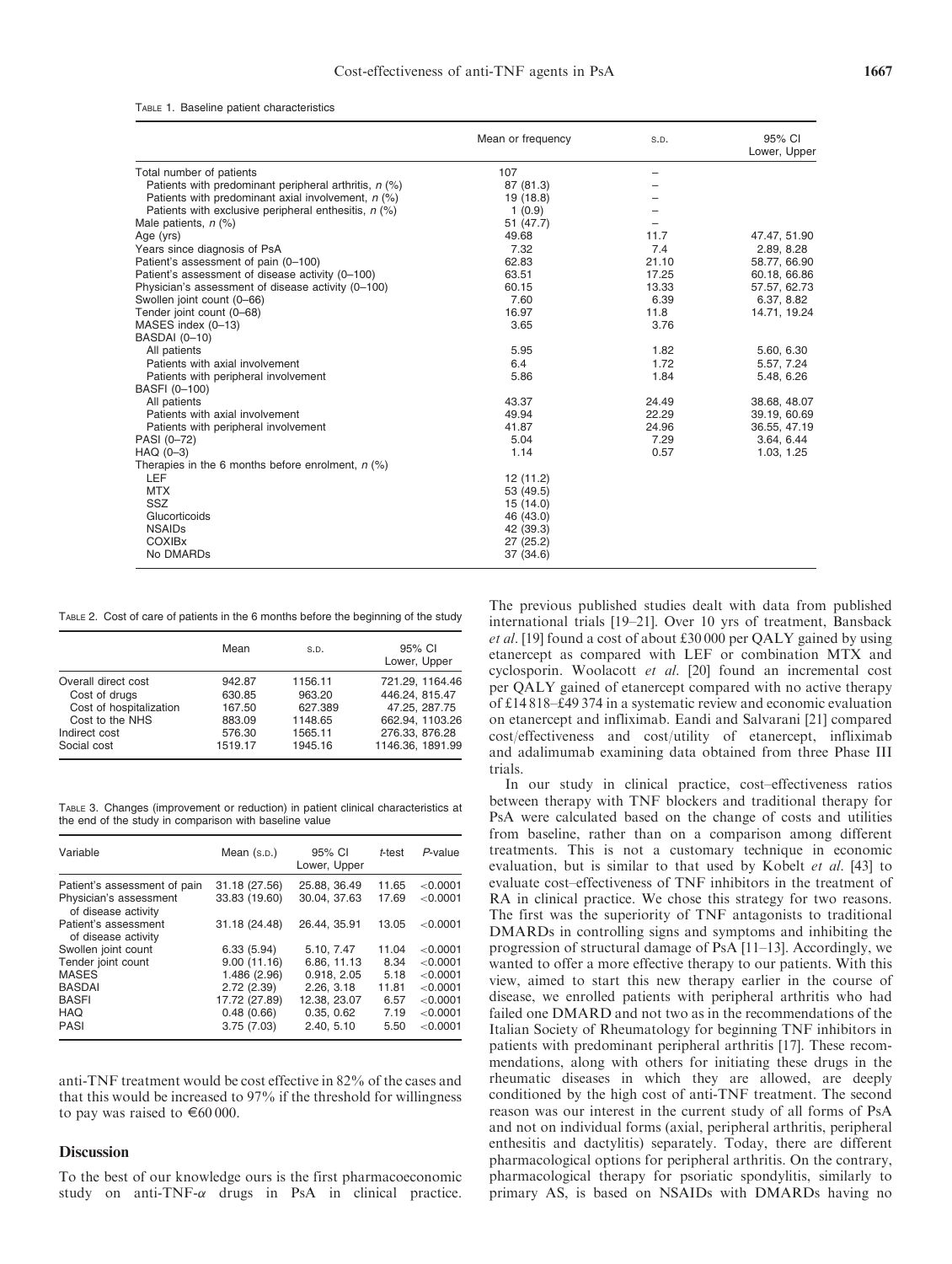TABLE 1. Baseline patient characteristics

| | Mean or frequency | S.D. | 95% CI Lower, Upper |
|---|---|---|---|
| Total number of patients | 107 | – | |
| Patients with predominant peripheral arthritis, *n* (%) | 87 (81.3) | – | |
| Patients with predominant axial involvement, *n* (%) | 19 (18.8) | – | |
| Patients with exclusive peripheral enthesitis, *n* (%) | 1 (0.9) | – | |
| Male patients, *n* (%) | 51 (47.7) | – | |
| Age (yrs) | 49.68 | 11.7 | 47.47, 51.90 |
| Years since diagnosis of PsA | 7.32 | 7.4 | 2.89, 8.28 |
| Patient's assessment of pain (0–100) | 62.83 | 21.10 | 58.77, 66.90 |
| Patient's assessment of disease activity (0–100) | 63.51 | 17.25 | 60.18, 66.86 |
| Physician's assessment of disease activity (0–100) | 60.15 | 13.33 | 57.57, 62.73 |
| Swollen joint count (0–66) | 7.60 | 6.39 | 6.37, 8.82 |
| Tender joint count (0–68) | 16.97 | 11.8 | 14.71, 19.24 |
| MASES index (0–13) | 3.65 | 3.76 | |
| BASDAI (0–10) | | | |
| All patients | 5.95 | 1.82 | 5.60, 6.30 |
| Patients with axial involvement | 6.4 | 1.72 | 5.57, 7.24 |
| Patients with peripheral involvement | 5.86 | 1.84 | 5.48, 6.26 |
| BASFI (0–100) | | | |
| All patients | 43.37 | 24.49 | 38.68, 48.07 |
| Patients with axial involvement | 49.94 | 22.29 | 39.19, 60.69 |
| Patients with peripheral involvement | 41.87 | 24.96 | 36.55, 47.19 |
| PASI (0–72) | 5.04 | 7.29 | 3.64, 6.44 |
| HAQ (0–3) | 1.14 | 0.57 | 1.03, 1.25 |
| Therapies in the 6 months before enrolment, *n* (%) | | | |
| LEF | 12 (11.2) | | |
| MTX | 53 (49.5) | | |
| SSZ | 15 (14.0) | | |
| Glucorticoids | 46 (43.0) | | |
| NSAIDs | 42 (39.3) | | |
| COXIBx | 27 (25.2) | | |
| No DMARDs | 37 (34.6) | | |

TABLE 2. Cost of care of patients in the 6 months before the beginning of the study

| | Mean | S.D. | 95% CI Lower, Upper |
|---|---|---|---|
| Overall direct cost | 942.87 | 1156.11 | 721.29, 1164.46 |
| Cost of drugs | 630.85 | 963.20 | 446.24, 815.47 |
| Cost of hospitalization | 167.50 | 627.389 | 47.25, 287.75 |
| Cost to the NHS | 883.09 | 1148.65 | 662.94, 1103.26 |
| Indirect cost | 576.30 | 1565.11 | 276.33, 876.28 |
| Social cost | 1519.17 | 1945.16 | 1146.36, 1891.99 |

TABLE 3. Changes (improvement or reduction) in patient clinical characteristics at the end of the study in comparison with baseline value

| Variable | Mean (S.D.) | 95% CI Lower, Upper | *t*-test | *P*-value |
|---|---|---|---|---|
| Patient's assessment of pain | 31.18 (27.56) | 25.88, 36.49 | 11.65 | <0.0001 |
| Physician's assessment of disease activity | 33.83 (19.60) | 30.04, 37.63 | 17.69 | <0.0001 |
| Patient's assessment of disease activity | 31.18 (24.48) | 26.44, 35.91 | 13.05 | <0.0001 |
| Swollen joint count | 6.33 (5.94) | 5.10, 7.47 | 11.04 | <0.0001 |
| Tender joint count | 9.00 (11.16) | 6.86, 11.13 | 8.34 | <0.0001 |
| MASES | 1.486 (2.96) | 0.918, 2.05 | 5.18 | <0.0001 |
| BASDAI | 2.72 (2.39) | 2.26, 3.18 | 11.81 | <0.0001 |
| BASFI | 17.72 (27.89) | 12.38, 23.07 | 6.57 | <0.0001 |
| HAQ | 0.48 (0.66) | 0.35, 0.62 | 7.19 | <0.0001 |
| PASI | 3.75 (7.03) | 2.40, 5.10 | 5.50 | <0.0001 |

anti-TNF treatment would be cost effective in 82% of the cases and that this would be increased to 97% if the threshold for willingness to pay was raised to €60 000.

## Discussion

To the best of our knowledge ours is the first pharmacoeconomic study on anti-TNF-$\alpha$ drugs in PsA in clinical practice. The previous published studies dealt with data from published international trials [19–21]. Over 10 yrs of treatment, Bansback *et al*. [19] found a cost of about £30 000 per QALY gained by using etanercept as compared with LEF or combination MTX and cyclosporin. Woolacott *et al*. [20] found an incremental cost per QALY gained of etanercept compared with no active therapy of £14 818–£49 374 in a systematic review and economic evaluation on etanercept and infliximab. Eandi and Salvarani [21] compared cost/effectiveness and cost/utility of etanercept, infliximab and adalimumab examining data obtained from three Phase III trials.

In our study in clinical practice, cost–effectiveness ratios between therapy with TNF blockers and traditional therapy for PsA were calculated based on the change of costs and utilities from baseline, rather than on a comparison among different treatments. This is not a customary technique in economic evaluation, but is similar to that used by Kobelt *et al*. [43] to evaluate cost–effectiveness of TNF inhibitors in the treatment of RA in clinical practice. We chose this strategy for two reasons. The first was the superiority of TNF antagonists to traditional DMARDs in controlling signs and symptoms and inhibiting the progression of structural damage of PsA [11–13]. Accordingly, we wanted to offer a more effective therapy to our patients. With this view, aimed to start this new therapy earlier in the course of disease, we enrolled patients with peripheral arthritis who had failed one DMARD and not two as in the recommendations of the Italian Society of Rheumatology for beginning TNF inhibitors in patients with predominant peripheral arthritis [17]. These recommendations, along with others for initiating these drugs in the rheumatic diseases in which they are allowed, are deeply conditioned by the high cost of anti-TNF treatment. The second reason was our interest in the current study of all forms of PsA and not on individual forms (axial, peripheral arthritis, peripheral enthesitis and dactylitis) separately. Today, there are different pharmacological options for peripheral arthritis. On the contrary, pharmacological therapy for psoriatic spondylitis, similarly to primary AS, is based on NSAIDs with DMARDs having no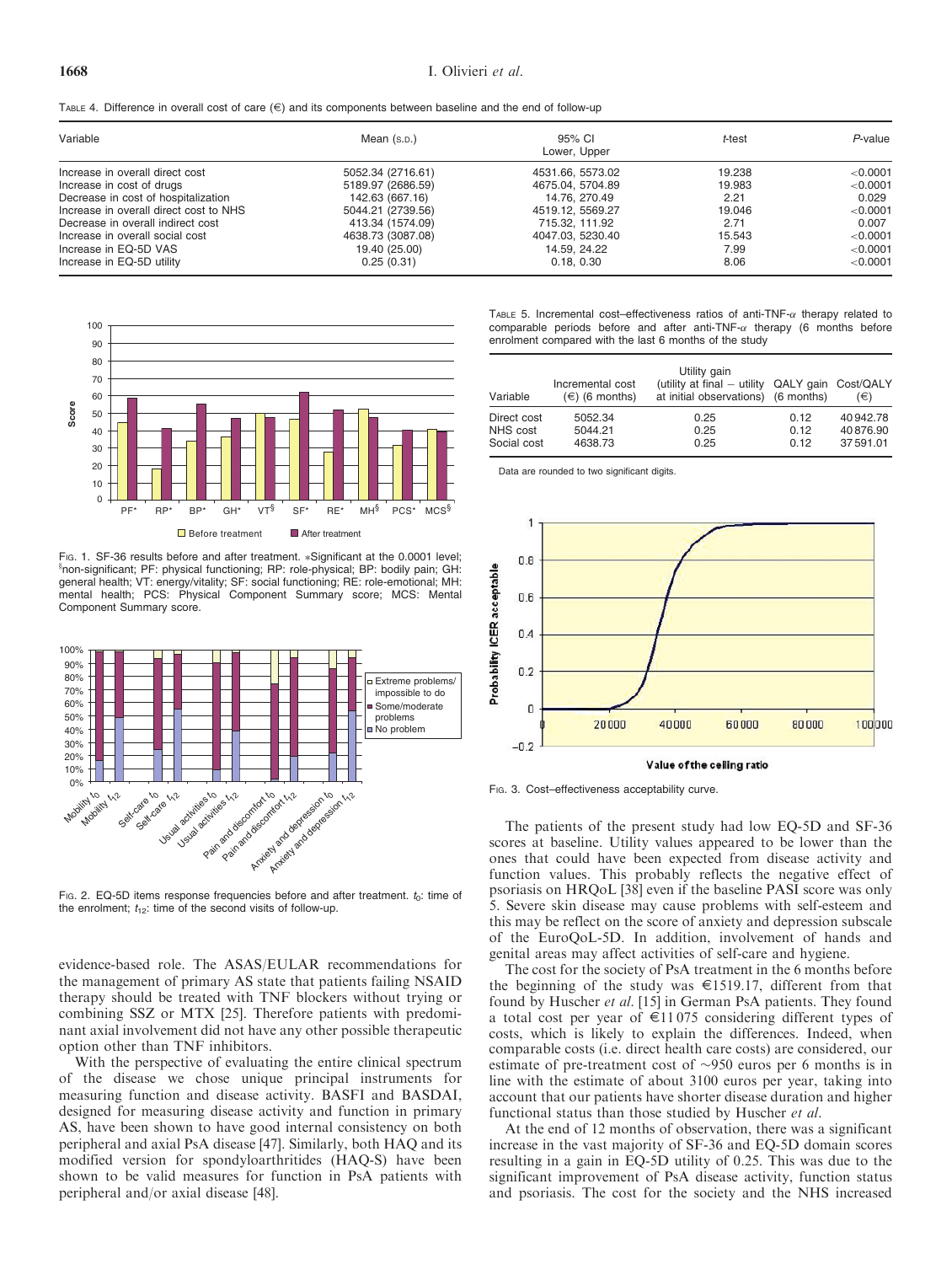TABLE 4. Difference in overall cost of care (€) and its components between baseline and the end of follow-up

| Variable | Mean (S.D.) | 95% CI Lower, Upper | t-test | P-value |
|---|---|---|---|---|
| Increase in overall direct cost | 5052.34 (2716.61) | 4531.66, 5573.02 | 19.238 | <0.0001 |
| Increase in cost of drugs | 5189.97 (2686.59) | 4675.04, 5704.89 | 19.983 | <0.0001 |
| Decrease in cost of hospitalization | 142.63 (667.16) | 14.76, 270.49 | 2.21 | 0.029 |
| Increase in overall direct cost to NHS | 5044.21 (2739.56) | 4519.12, 5569.27 | 19.046 | <0.0001 |
| Decrease in overall indirect cost | 413.34 (1574.09) | 715.32, 111.92 | 2.71 | 0.007 |
| Increase in overall social cost | 4638.73 (3087.08) | 4047.03, 5230.40 | 15.543 | <0.0001 |
| Increase in EQ-5D VAS | 19.40 (25.00) | 14.59, 24.22 | 7.99 | <0.0001 |
| Increase in EQ-5D utility | 0.25 (0.31) | 0.18, 0.30 | 8.06 | <0.0001 |

FIG. 1. SF-36 results before and after treatment. *Significant at the 0.0001 level; §non-significant; PF: physical functioning; RP: role-physical; BP: bodily pain; GH: general health; VT: energy/vitality; SF: social functioning; RE: role-emotional; MH: mental health; PCS: Physical Component Summary score; MCS: Mental Component Summary score.

FIG. 2. EQ-5D items response frequencies before and after treatment. $t_0$: time of the enrolment; $t_{12}$: time of the second visits of follow-up.

evidence-based role. The ASAS/EULAR recommendations for the management of primary AS state that patients failing NSAID therapy should be treated with TNF blockers without trying or combining SSZ or MTX [25]. Therefore patients with predominant axial involvement did not have any other possible therapeutic option other than TNF inhibitors.

With the perspective of evaluating the entire clinical spectrum of the disease we chose unique principal instruments for measuring function and disease activity. BASFI and BASDAI, designed for measuring disease activity and function in primary AS, have been shown to have good internal consistency on both peripheral and axial PsA disease [47]. Similarly, both HAQ and its modified version for spondyloarthritides (HAQ-S) have been shown to be valid measures for function in PsA patients with peripheral and/or axial disease [48].

TABLE 5. Incremental cost–effectiveness ratios of anti-TNF-$\alpha$ therapy related to comparable periods before and after anti-TNF-$\alpha$ therapy (6 months before enrolment compared with the last 6 months of the study

| Variable | Incremental cost (€) (6 months) | Utility gain (utility at final − utility at initial observations) | QALY gain (6 months) | Cost/QALY (€) |
|---|---|---|---|---|
| Direct cost | 5052.34 | 0.25 | 0.12 | 40 942.78 |
| NHS cost | 5044.21 | 0.25 | 0.12 | 40 876.90 |
| Social cost | 4638.73 | 0.25 | 0.12 | 37 591.01 |

Data are rounded to two significant digits.

FIG. 3. Cost–effectiveness acceptability curve.

The patients of the present study had low EQ-5D and SF-36 scores at baseline. Utility values appeared to be lower than the ones that could have been expected from disease activity and function values. This probably reflects the negative effect of psoriasis on HRQoL [38] even if the baseline PASI score was only 5. Severe skin disease may cause problems with self-esteem and this may be reflect on the score of anxiety and depression subscale of the EuroQoL-5D. In addition, involvement of hands and genital areas may affect activities of self-care and hygiene.

The cost for the society of PsA treatment in the 6 months before the beginning of the study was €1519.17, different from that found by Huscher *et al.* [15] in German PsA patients. They found a total cost per year of €11 075 considering different types of costs, which is likely to explain the differences. Indeed, when comparable costs (i.e. direct health care costs) are considered, our estimate of pre-treatment cost of ~950 euros per 6 months is in line with the estimate of about 3100 euros per year, taking into account that our patients have shorter disease duration and higher functional status than those studied by Huscher *et al.*

At the end of 12 months of observation, there was a significant increase in the vast majority of SF-36 and EQ-5D domain scores resulting in a gain in EQ-5D utility of 0.25. This was due to the significant improvement of PsA disease activity, function status and psoriasis. The cost for the society and the NHS increased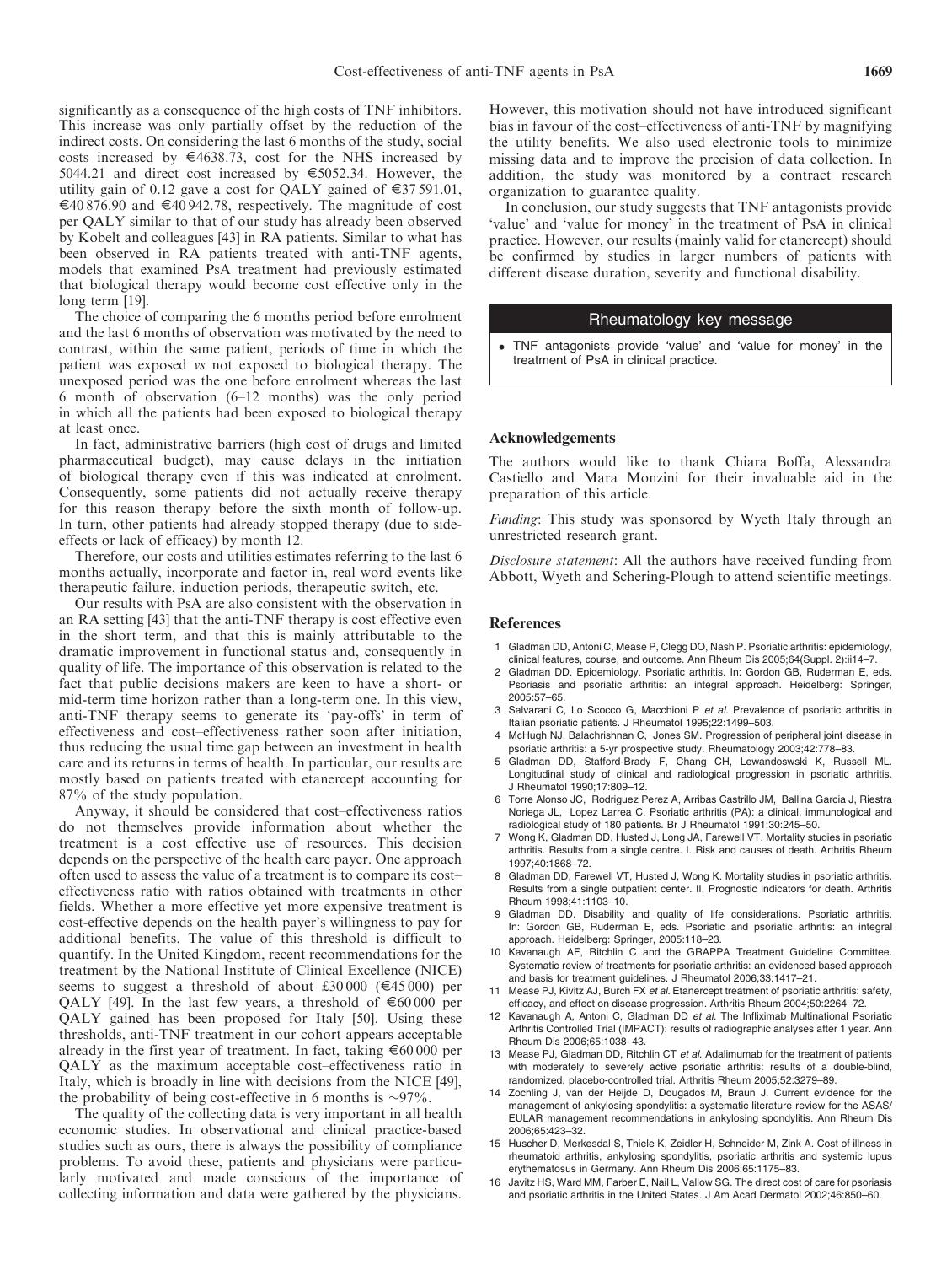significantly as a consequence of the high costs of TNF inhibitors. This increase was only partially offset by the reduction of the indirect costs. On considering the last 6 months of the study, social costs increased by €4638.73, cost for the NHS increased by 5044.21 and direct cost increased by €5052.34. However, the utility gain of 0.12 gave a cost for QALY gained of €37 591.01, €40 876.90 and €40 942.78, respectively. The magnitude of cost per QALY similar to that of our study has already been observed by Kobelt and colleagues [43] in RA patients. Similar to what has been observed in RA patients treated with anti-TNF agents, models that examined PsA treatment had previously estimated that biological therapy would become cost effective only in the long term [19].

The choice of comparing the 6 months period before enrolment and the last 6 months of observation was motivated by the need to contrast, within the same patient, periods of time in which the patient was exposed *vs* not exposed to biological therapy. The unexposed period was the one before enrolment whereas the last 6 month of observation (6–12 months) was the only period in which all the patients had been exposed to biological therapy at least once.

In fact, administrative barriers (high cost of drugs and limited pharmaceutical budget), may cause delays in the initiation of biological therapy even if this was indicated at enrolment. Consequently, some patients did not actually receive therapy for this reason therapy before the sixth month of follow-up. In turn, other patients had already stopped therapy (due to side-effects or lack of efficacy) by month 12.

Therefore, our costs and utilities estimates referring to the last 6 months actually, incorporate and factor in, real word events like therapeutic failure, induction periods, therapeutic switch, etc.

Our results with PsA are also consistent with the observation in an RA setting [43] that the anti-TNF therapy is cost effective even in the short term, and that this is mainly attributable to the dramatic improvement in functional status and, consequently in quality of life. The importance of this observation is related to the fact that public decisions makers are keen to have a short- or mid-term time horizon rather than a long-term one. In this view, anti-TNF therapy seems to generate its 'pay-offs' in term of effectiveness and cost–effectiveness rather soon after initiation, thus reducing the usual time gap between an investment in health care and its returns in terms of health. In particular, our results are mostly based on patients treated with etanercept accounting for 87% of the study population.

Anyway, it should be considered that cost–effectiveness ratios do not themselves provide information about whether the treatment is a cost effective use of resources. This decision depends on the perspective of the health care payer. One approach often used to assess the value of a treatment is to compare its cost–effectiveness ratio with ratios obtained with treatments in other fields. Whether a more effective yet more expensive treatment is cost-effective depends on the health payer's willingness to pay for additional benefits. The value of this threshold is difficult to quantify. In the United Kingdom, recent recommendations for the treatment by the National Institute of Clinical Excellence (NICE) seems to suggest a threshold of about £30 000 (€45 000) per QALY [49]. In the last few years, a threshold of €60 000 per QALY gained has been proposed for Italy [50]. Using these thresholds, anti-TNF treatment in our cohort appears acceptable already in the first year of treatment. In fact, taking €60 000 per QALY as the maximum acceptable cost–effectiveness ratio in Italy, which is broadly in line with decisions from the NICE [49], the probability of being cost-effective in 6 months is ~97%.

The quality of the collecting data is very important in all health economic studies. In observational and clinical practice-based studies such as ours, there is always the possibility of compliance problems. To avoid these, patients and physicians were particularly motivated and made conscious of the importance of collecting information and data were gathered by the physicians. However, this motivation should not have introduced significant bias in favour of the cost–effectiveness of anti-TNF by magnifying the utility benefits. We also used electronic tools to minimize missing data and to improve the precision of data collection. In addition, the study was monitored by a contract research organization to guarantee quality.

In conclusion, our study suggests that TNF antagonists provide 'value' and 'value for money' in the treatment of PsA in clinical practice. However, our results (mainly valid for etanercept) should be confirmed by studies in larger numbers of patients with different disease duration, severity and functional disability.

### Rheumatology key message

- TNF antagonists provide 'value' and 'value for money' in the treatment of PsA in clinical practice.

## Acknowledgements

The authors would like to thank Chiara Boffa, Alessandra Castiello and Mara Monzini for their invaluable aid in the preparation of this article.

*Funding*: This study was sponsored by Wyeth Italy through an unrestricted research grant.

*Disclosure statement*: All the authors have received funding from Abbott, Wyeth and Schering-Plough to attend scientific meetings.

## References

1. Gladman DD, Antoni C, Mease P, Clegg DO, Nash P. Psoriatic arthritis: epidemiology, clinical features, course, and outcome. Ann Rheum Dis 2005;64(Suppl. 2):ii14–7.
2. Gladman DD. Epidemiology. Psoriatic arthritis. In: Gordon GB, Ruderman E, eds. Psoriasis and psoriatic arthritis: an integral approach. Heidelberg: Springer, 2005:57–65.
3. Salvarani C, Lo Scocco G, Macchioni P *et al.* Prevalence of psoriatic arthritis in Italian psoriatic patients. J Rheumatol 1995;22:1499–503.
4. McHugh NJ, Balachrishnan C, Jones SM. Progression of peripheral joint disease in psoriatic arthritis: a 5-yr prospective study. Rheumatology 2003;42:778–83.
5. Gladman DD, Stafford-Brady F, Chang CH, Lewandoswski K, Russell ML. Longitudinal study of clinical and radiological progression in psoriatic arthritis. J Rheumatol 1990;17:809–12.
6. Torre Alonso JC, Rodriguez Perez A, Arribas Castrillo JM, Ballina Garcia J, Riestra Noriega JL, Lopez Larrea C. Psoriatic arthritis (PA): a clinical, immunological and radiological study of 180 patients. Br J Rheumatol 1991;30:245–50.
7. Wong K, Gladman DD, Husted J, Long JA, Farewell VT. Mortality studies in psoriatic arthritis. Results from a single centre. I. Risk and causes of death. Arthritis Rheum 1997;40:1868–72.
8. Gladman DD, Farewell VT, Husted J, Wong K. Mortality studies in psoriatic arthritis. Results from a single outpatient center. II. Prognostic indicators for death. Arthritis Rheum 1998;41:1103–10.
9. Gladman DD. Disability and quality of life considerations. Psoriatic arthritis. In: Gordon GB, Ruderman E, eds. Psoriasis and psoriatic arthritis: an integral approach. Heidelberg: Springer, 2005:118–23.
10. Kavanaugh AF, Ritchlin C and the GRAPPA Treatment Guideline Committee. Systematic review of treatments for psoriatic arthritis: an evidenced based approach and basis for treatment guidelines. J Rheumatol 2006;33:1417–21.
11. Mease PJ, Kivitz AJ, Burch FX *et al.* Etanercept treatment of psoriatic arthritis: safety, efficacy, and effect on disease progression. Arthritis Rheum 2004;50:2264–72.
12. Kavanaugh A, Antoni C, Gladman DD *et al.* The Infliximab Multinational Psoriatic Arthritis Controlled Trial (IMPACT): results of radiographic analyses after 1 year. Ann Rheum Dis 2006;65:1038–43.
13. Mease PJ, Gladman DD, Ritchlin CT *et al.* Adalimumab for the treatment of patients with moderately to severely active psoriatic arthritis: results of a double-blind, randomized, placebo-controlled trial. Arthritis Rheum 2005;52:3279–89.
14. Zochling J, van der Heijde D, Dougados M, Braun J. Current evidence for the management of ankylosing spondylitis: a systematic literature review for the ASAS/EULAR management recommendations in ankylosing spondylitis. Ann Rheum Dis 2006;65:423–32.
15. Huscher D, Merkesdal S, Thiele K, Zeidler H, Schneider M, Zink A. Cost of illness in rheumatoid arthritis, ankylosing spondylitis, psoriatic arthritis and systemic lupus erythematosus in Germany. Ann Rheum Dis 2006;65:1175–83.
16. Javitz HS, Ward MM, Farber E, Nail L, Vallow SG. The direct cost of care for psoriasis and psoriatic arthritis in the United States. J Am Acad Dermatol 2002;46:850–60.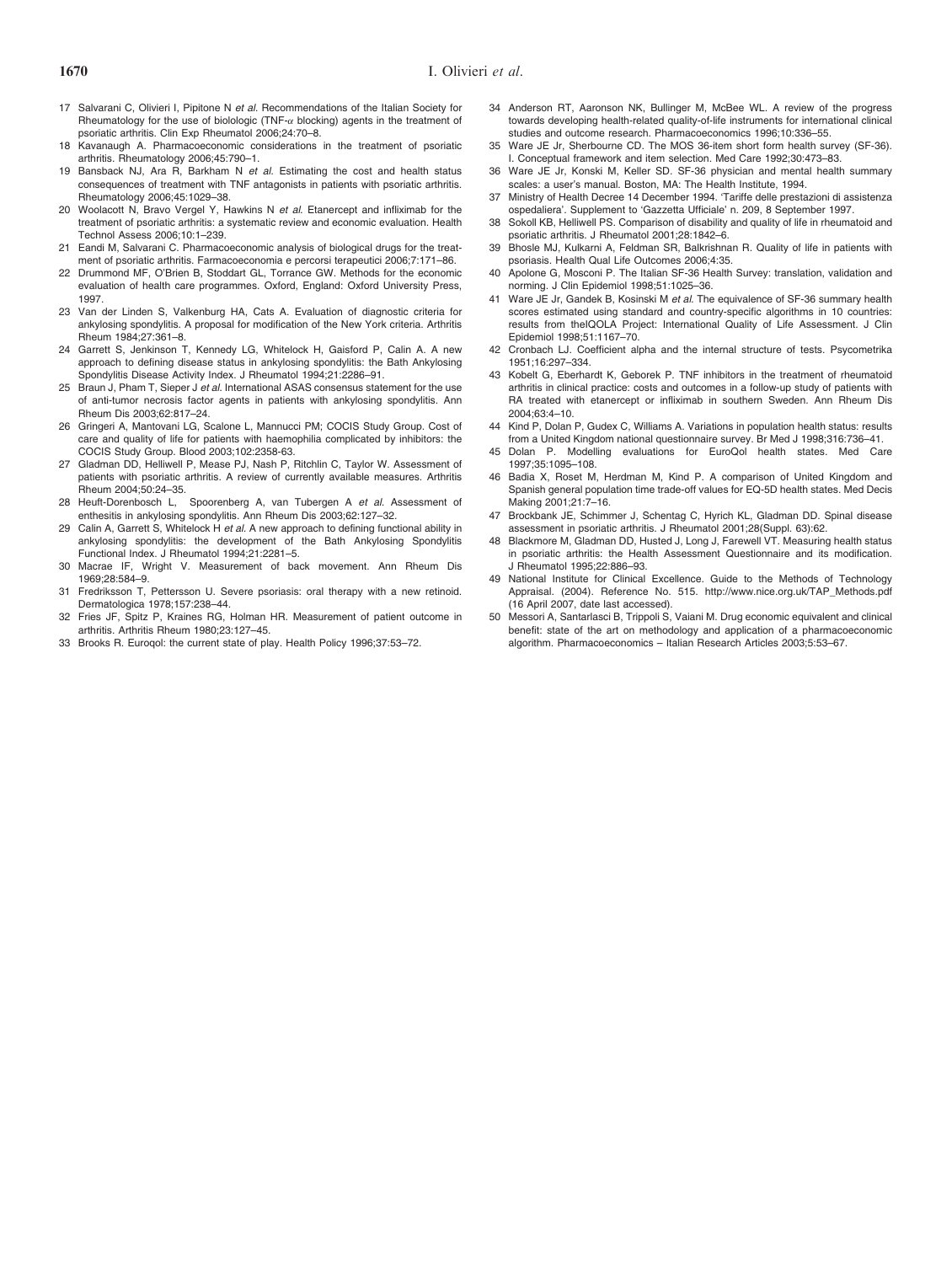17 Salvarani C, Olivieri I, Pipitone N *et al.* Recommendations of the Italian Society for Rheumatology for the use of biolologic (TNF-$\alpha$ blocking) agents in the treatment of psoriatic arthritis. Clin Exp Rheumatol 2006;24:70–8.

18 Kavanaugh A. Pharmacoeconomic considerations in the treatment of psoriatic arthritis. Rheumatology 2006;45:790–1.

19 Bansback NJ, Ara R, Barkham N *et al.* Estimating the cost and health status consequences of treatment with TNF antagonists in patients with psoriatic arthritis. Rheumatology 2006;45:1029–38.

20 Woolacott N, Bravo Vergel Y, Hawkins N *et al.* Etanercept and infliximab for the treatment of psoriatic arthritis: a systematic review and economic evaluation. Health Technol Assess 2006;10:1–239.

21 Eandi M, Salvarani C. Pharmacoeconomic analysis of biological drugs for the treatment of psoriatic arthritis. Farmacoeconomia e percorsi terapeutici 2006;7:171–86.

22 Drummond MF, O'Brien B, Stoddart GL, Torrance GW. Methods for the economic evaluation of health care programmes. Oxford, England: Oxford University Press, 1997.

23 Van der Linden S, Valkenburg HA, Cats A. Evaluation of diagnostic criteria for ankylosing spondylitis. A proposal for modification of the New York criteria. Arthritis Rheum 1984;27:361–8.

24 Garrett S, Jenkinson T, Kennedy LG, Whitelock H, Gaisford P, Calin A. A new approach to defining disease status in ankylosing spondylitis: the Bath Ankylosing Spondylitis Disease Activity Index. J Rheumatol 1994;21:2286–91.

25 Braun J, Pham T, Sieper J *et al.* International ASAS consensus statement for the use of anti-tumor necrosis factor agents in patients with ankylosing spondylitis. Ann Rheum Dis 2003;62:817–24.

26 Gringeri A, Mantovani LG, Scalone L, Mannucci PM; COCIS Study Group. Cost of care and quality of life for patients with haemophilia complicated by inhibitors: the COCIS Study Group. Blood 2003;102:2358-63.

27 Gladman DD, Helliwell P, Mease PJ, Nash P, Ritchlin C, Taylor W. Assessment of patients with psoriatic arthritis. A review of currently available measures. Arthritis Rheum 2004;50:24–35.

28 Heuft-Dorenbosch L, Spoorenberg A, van Tubergen A *et al.* Assessment of enthesitis in ankylosing spondylitis. Ann Rheum Dis 2003;62:127–32.

29 Calin A, Garrett S, Whitelock H *et al.* A new approach to defining functional ability in ankylosing spondylitis: the development of the Bath Ankylosing Spondylitis Functional Index. J Rheumatol 1994;21:2281–5.

30 Macrae IF, Wright V. Measurement of back movement. Ann Rheum Dis 1969;28:584–9.

31 Fredriksson T, Pettersson U. Severe psoriasis: oral therapy with a new retinoid. Dermatologica 1978;157:238–44.

32 Fries JF, Spitz P, Kraines RG, Holman HR. Measurement of patient outcome in arthritis. Arthritis Rheum 1980;23:127–45.

33 Brooks R. Euroqol: the current state of play. Health Policy 1996;37:53–72.

34 Anderson RT, Aaronson NK, Bullinger M, McBee WL. A review of the progress towards developing health-related quality-of-life instruments for international clinical studies and outcome research. Pharmacoeconomics 1996;10:336–55.

35 Ware JE Jr, Sherbourne CD. The MOS 36-item short form health survey (SF-36). I. Conceptual framework and item selection. Med Care 1992;30:473–83.

36 Ware JE Jr, Konski M, Keller SD. SF-36 physician and mental health summary scales: a user's manual. Boston, MA: The Health Institute, 1994.

37 Ministry of Health Decree 14 December 1994. 'Tariffe delle prestazioni di assistenza ospedaliera'. Supplement to 'Gazzetta Ufficiale' n. 209, 8 September 1997.

38 Sokoll KB, Helliwell PS. Comparison of disability and quality of life in rheumatoid and psoriatic arthritis. J Rheumatol 2001;28:1842–6.

39 Bhosle MJ, Kulkarni A, Feldman SR, Balkrishnan R. Quality of life in patients with psoriasis. Health Qual Life Outcomes 2006;4:35.

40 Apolone G, Mosconi P. The Italian SF-36 Health Survey: translation, validation and norming. J Clin Epidemiol 1998;51:1025–36.

41 Ware JE Jr, Gandek B, Kosinski M *et al.* The equivalence of SF-36 summary health scores estimated using standard and country-specific algorithms in 10 countries: results from theIQOLA Project: International Quality of Life Assessment. J Clin Epidemiol 1998;51:1167–70.

42 Cronbach LJ. Coefficient alpha and the internal structure of tests. Psycometrika 1951;16:297–334.

43 Kobelt G, Eberhardt K, Geborek P. TNF inhibitors in the treatment of rheumatoid arthritis in clinical practice: costs and outcomes in a follow-up study of patients with RA treated with etanercept or infliximab in southern Sweden. Ann Rheum Dis 2004;63:4–10.

44 Kind P, Dolan P, Gudex C, Williams A. Variations in population health status: results from a United Kingdom national questionnaire survey. Br Med J 1998;316:736–41.

45 Dolan P. Modelling evaluations for EuroQol health states. Med Care 1997;35:1095–108.

46 Badia X, Roset M, Herdman M, Kind P. A comparison of United Kingdom and Spanish general population time trade-off values for EQ-5D health states. Med Decis Making 2001;21:7–16.

47 Brockbank JE, Schimmer J, Schentag C, Hyrich KL, Gladman DD. Spinal disease assessment in psoriatic arthritis. J Rheumatol 2001;28(Suppl. 63):62.

48 Blackmore M, Gladman DD, Husted J, Long J, Farewell VT. Measuring health status in psoriatic arthritis: the Health Assessment Questionnaire and its modification. J Rheumatol 1995;22:886–93.

49 National Institute for Clinical Excellence. Guide to the Methods of Technology Appraisal. (2004). Reference No. 515. http://www.nice.org.uk/TAP_Methods.pdf (16 April 2007, date last accessed).

50 Messori A, Santarlasci B, Trippoli S, Vaiani M. Drug economic equivalent and clinical benefit: state of the art on methodology and application of a pharmacoeconomic algorithm. Pharmacoeconomics – Italian Research Articles 2003;5:53–67.